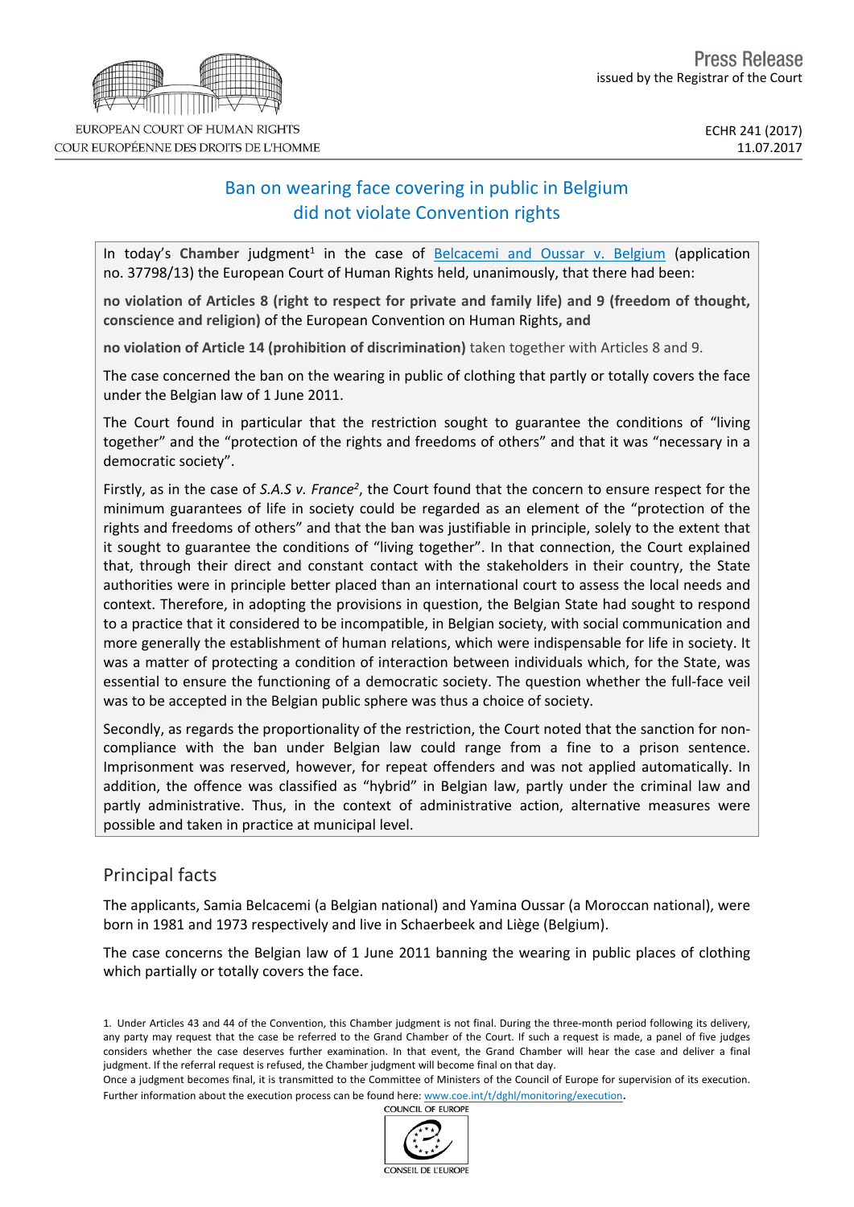EUROPEAN COURT OF HUMAN RIGHTS
COUR EUROPÉENNE DES DROITS DE L'HOMME

Press Release
issued by the Registrar of the Court

ECHR 241 (2017)
11.07.2017

# Ban on wearing face covering in public in Belgium did not violate Convention rights

In today's **Chamber** judgment[1] in the case of Belcacemi and Oussar v. Belgium (application no. 37798/13) the European Court of Human Rights held, unanimously, that there had been:

**no violation of Articles 8 (right to respect for private and family life) and 9 (freedom of thought, conscience and religion)** of the European Convention on Human Rights, **and**

**no violation of Article 14 (prohibition of discrimination)** taken together with Articles 8 and 9.

The case concerned the ban on the wearing in public of clothing that partly or totally covers the face under the Belgian law of 1 June 2011.

The Court found in particular that the restriction sought to guarantee the conditions of "living together" and the "protection of the rights and freedoms of others" and that it was "necessary in a democratic society".

Firstly, as in the case of *S.A.S v. France*[2], the Court found that the concern to ensure respect for the minimum guarantees of life in society could be regarded as an element of the "protection of the rights and freedoms of others" and that the ban was justifiable in principle, solely to the extent that it sought to guarantee the conditions of "living together". In that connection, the Court explained that, through their direct and constant contact with the stakeholders in their country, the State authorities were in principle better placed than an international court to assess the local needs and context. Therefore, in adopting the provisions in question, the Belgian State had sought to respond to a practice that it considered to be incompatible, in Belgian society, with social communication and more generally the establishment of human relations, which were indispensable for life in society. It was a matter of protecting a condition of interaction between individuals which, for the State, was essential to ensure the functioning of a democratic society. The question whether the full-face veil was to be accepted in the Belgian public sphere was thus a choice of society.

Secondly, as regards the proportionality of the restriction, the Court noted that the sanction for non-compliance with the ban under Belgian law could range from a fine to a prison sentence. Imprisonment was reserved, however, for repeat offenders and was not applied automatically. In addition, the offence was classified as "hybrid" in Belgian law, partly under the criminal law and partly administrative. Thus, in the context of administrative action, alternative measures were possible and taken in practice at municipal level.

## Principal facts

The applicants, Samia Belcacemi (a Belgian national) and Yamina Oussar (a Moroccan national), were born in 1981 and 1973 respectively and live in Schaerbeek and Liège (Belgium).

The case concerns the Belgian law of 1 June 2011 banning the wearing in public places of clothing which partially or totally covers the face.

1. Under Articles 43 and 44 of the Convention, this Chamber judgment is not final. During the three-month period following its delivery, any party may request that the case be referred to the Grand Chamber of the Court. If such a request is made, a panel of five judges considers whether the case deserves further examination. In that event, the Grand Chamber will hear the case and deliver a final judgment. If the referral request is refused, the Chamber judgment will become final on that day.
Once a judgment becomes final, it is transmitted to the Committee of Ministers of the Council of Europe for supervision of its execution. Further information about the execution process can be found here: www.coe.int/t/dghl/monitoring/execution.

COUNCIL OF EUROPE
CONSEIL DE L'EUROPE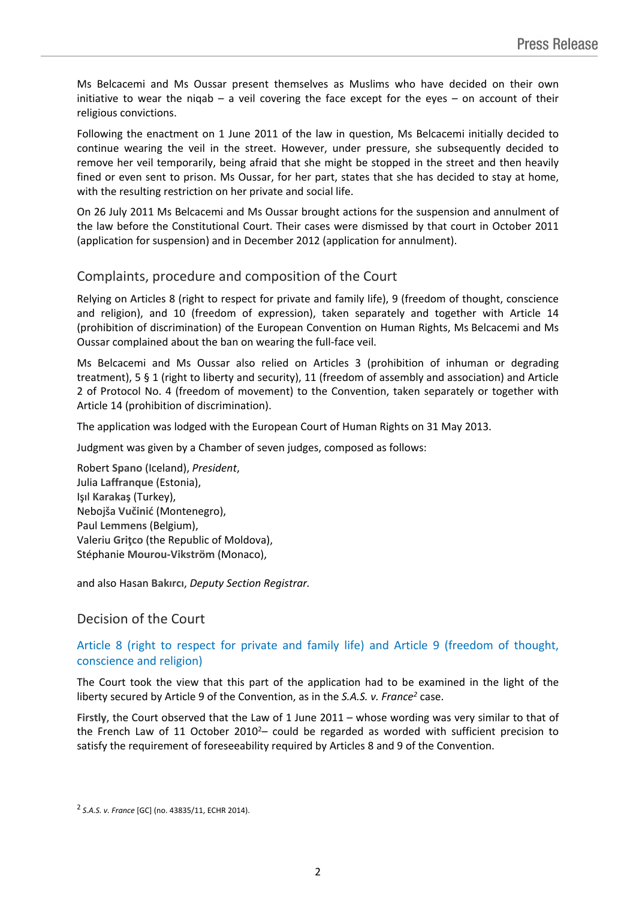Ms Belcacemi and Ms Oussar present themselves as Muslims who have decided on their own initiative to wear the niqab – a veil covering the face except for the eyes – on account of their religious convictions.

Following the enactment on 1 June 2011 of the law in question, Ms Belcacemi initially decided to continue wearing the veil in the street. However, under pressure, she subsequently decided to remove her veil temporarily, being afraid that she might be stopped in the street and then heavily fined or even sent to prison. Ms Oussar, for her part, states that she has decided to stay at home, with the resulting restriction on her private and social life.

On 26 July 2011 Ms Belcacemi and Ms Oussar brought actions for the suspension and annulment of the law before the Constitutional Court. Their cases were dismissed by that court in October 2011 (application for suspension) and in December 2012 (application for annulment).

## Complaints, procedure and composition of the Court

Relying on Articles 8 (right to respect for private and family life), 9 (freedom of thought, conscience and religion), and 10 (freedom of expression), taken separately and together with Article 14 (prohibition of discrimination) of the European Convention on Human Rights, Ms Belcacemi and Ms Oussar complained about the ban on wearing the full-face veil.

Ms Belcacemi and Ms Oussar also relied on Articles 3 (prohibition of inhuman or degrading treatment), 5 § 1 (right to liberty and security), 11 (freedom of assembly and association) and Article 2 of Protocol No. 4 (freedom of movement) to the Convention, taken separately or together with Article 14 (prohibition of discrimination).

The application was lodged with the European Court of Human Rights on 31 May 2013.

Judgment was given by a Chamber of seven judges, composed as follows:

Robert **Spano** (Iceland), *President*,
Julia **Laffranque** (Estonia),
Işıl **Karakaş** (Turkey),
Nebojša **Vučinić** (Montenegro),
Paul **Lemmens** (Belgium),
Valeriu **Griţco** (the Republic of Moldova),
Stéphanie **Mourou-Vikström** (Monaco),

and also Hasan **Bakırcı**, *Deputy Section Registrar.*

## Decision of the Court

### Article 8 (right to respect for private and family life) and Article 9 (freedom of thought, conscience and religion)

The Court took the view that this part of the application had to be examined in the light of the liberty secured by Article 9 of the Convention, as in the *S.A.S. v. France*[2] case.

**Firstly**, the Court observed that the Law of 1 June 2011 – whose wording was very similar to that of the French Law of 11 October 2010[2]– could be regarded as worded with sufficient precision to satisfy the requirement of foreseeability required by Articles 8 and 9 of the Convention.

[2] *S.A.S. v. France* [GC] (no. 43835/11, ECHR 2014).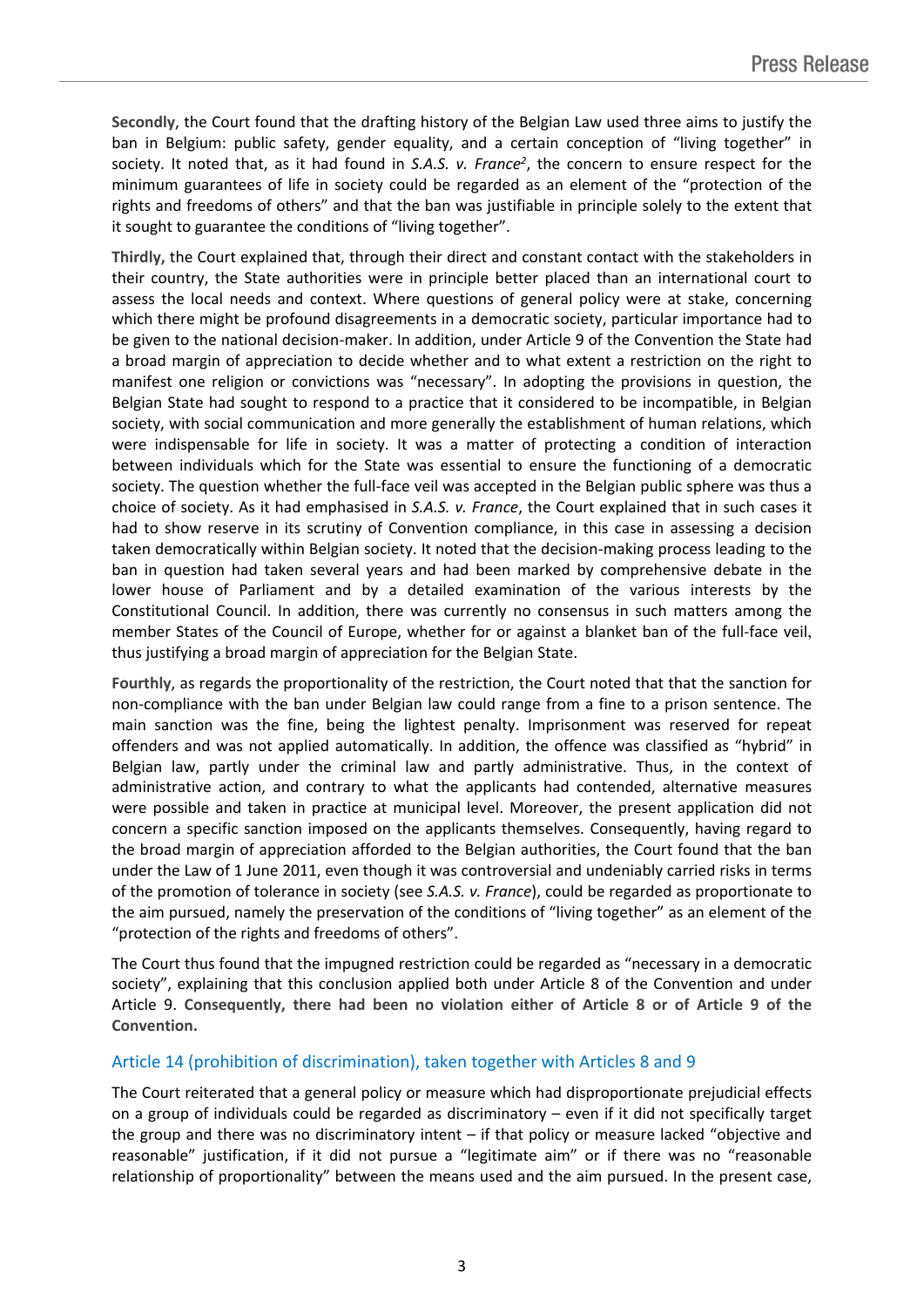**Secondly**, the Court found that the drafting history of the Belgian Law used three aims to justify the ban in Belgium: public safety, gender equality, and a certain conception of "living together" in society. It noted that, as it had found in *S.A.S. v. France*[2], the concern to ensure respect for the minimum guarantees of life in society could be regarded as an element of the "protection of the rights and freedoms of others" and that the ban was justifiable in principle solely to the extent that it sought to guarantee the conditions of "living together".

**Thirdly,** the Court explained that, through their direct and constant contact with the stakeholders in their country, the State authorities were in principle better placed than an international court to assess the local needs and context. Where questions of general policy were at stake, concerning which there might be profound disagreements in a democratic society, particular importance had to be given to the national decision-maker. In addition, under Article 9 of the Convention the State had a broad margin of appreciation to decide whether and to what extent a restriction on the right to manifest one religion or convictions was "necessary". In adopting the provisions in question, the Belgian State had sought to respond to a practice that it considered to be incompatible, in Belgian society, with social communication and more generally the establishment of human relations, which were indispensable for life in society. It was a matter of protecting a condition of interaction between individuals which for the State was essential to ensure the functioning of a democratic society. The question whether the full-face veil was accepted in the Belgian public sphere was thus a choice of society. As it had emphasised in *S.A.S. v. France*, the Court explained that in such cases it had to show reserve in its scrutiny of Convention compliance, in this case in assessing a decision taken democratically within Belgian society. It noted that the decision-making process leading to the ban in question had taken several years and had been marked by comprehensive debate in the lower house of Parliament and by a detailed examination of the various interests by the Constitutional Council. In addition, there was currently no consensus in such matters among the member States of the Council of Europe, whether for or against a blanket ban of the full-face veil, thus justifying a broad margin of appreciation for the Belgian State.

**Fourthly**, as regards the proportionality of the restriction, the Court noted that that the sanction for non-compliance with the ban under Belgian law could range from a fine to a prison sentence. The main sanction was the fine, being the lightest penalty. Imprisonment was reserved for repeat offenders and was not applied automatically. In addition, the offence was classified as "hybrid" in Belgian law, partly under the criminal law and partly administrative. Thus, in the context of administrative action, and contrary to what the applicants had contended, alternative measures were possible and taken in practice at municipal level. Moreover, the present application did not concern a specific sanction imposed on the applicants themselves. Consequently, having regard to the broad margin of appreciation afforded to the Belgian authorities, the Court found that the ban under the Law of 1 June 2011, even though it was controversial and undeniably carried risks in terms of the promotion of tolerance in society (see *S.A.S. v. France*), could be regarded as proportionate to the aim pursued, namely the preservation of the conditions of "living together" as an element of the "protection of the rights and freedoms of others".

The Court thus found that the impugned restriction could be regarded as "necessary in a democratic society", explaining that this conclusion applied both under Article 8 of the Convention and under Article 9. **Consequently, there had been no violation either of Article 8 or of Article 9 of the Convention.**

## Article 14 (prohibition of discrimination), taken together with Articles 8 and 9

The Court reiterated that a general policy or measure which had disproportionate prejudicial effects on a group of individuals could be regarded as discriminatory – even if it did not specifically target the group and there was no discriminatory intent – if that policy or measure lacked "objective and reasonable" justification, if it did not pursue a "legitimate aim" or if there was no "reasonable relationship of proportionality" between the means used and the aim pursued. In the present case,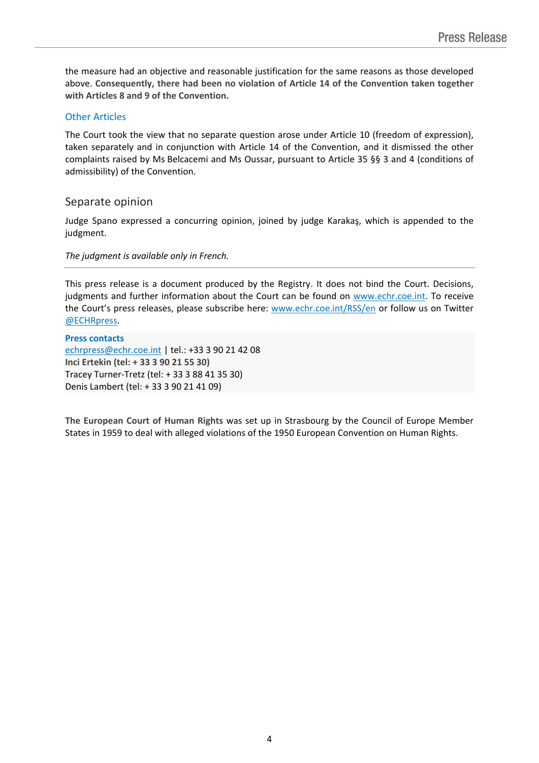the measure had an objective and reasonable justification for the same reasons as those developed above. **Consequently, there had been no violation of Article 14 of the Convention taken together with Articles 8 and 9 of the Convention.**

### Other Articles

The Court took the view that no separate question arose under Article 10 (freedom of expression), taken separately and in conjunction with Article 14 of the Convention, and it dismissed the other complaints raised by Ms Belcacemi and Ms Oussar, pursuant to Article 35 §§ 3 and 4 (conditions of admissibility) of the Convention.

## Separate opinion

Judge Spano expressed a concurring opinion, joined by judge Karakaş, which is appended to the judgment.

*The judgment is available only in French.*

---

This press release is a document produced by the Registry. It does not bind the Court. Decisions, judgments and further information about the Court can be found on www.echr.coe.int. To receive the Court's press releases, please subscribe here: www.echr.coe.int/RSS/en or follow us on Twitter @ECHRpress.

**Press contacts**
echrpress@echr.coe.int | tel.: +33 3 90 21 42 08
**Inci Ertekin (tel: + 33 3 90 21 55 30)**
Tracey Turner-Tretz (tel: + 33 3 88 41 35 30)
Denis Lambert (tel: + 33 3 90 21 41 09)

**The European Court of Human Rights** was set up in Strasbourg by the Council of Europe Member States in 1959 to deal with alleged violations of the 1950 European Convention on Human Rights.